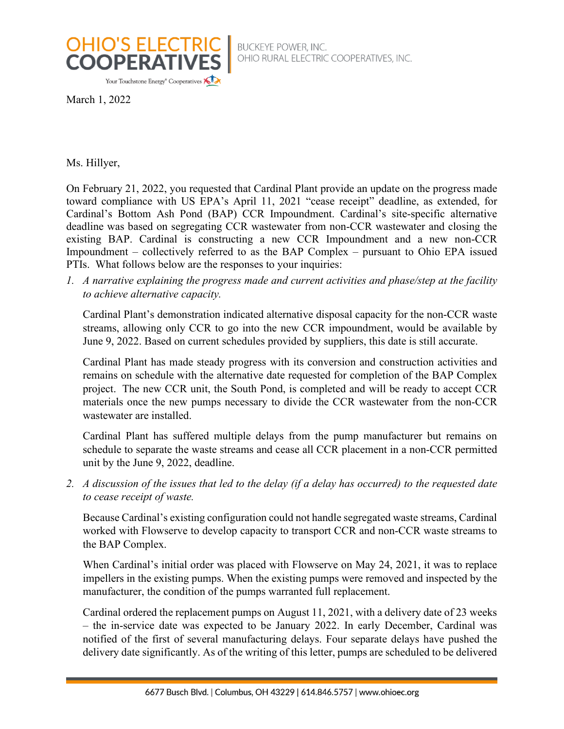OHIO'S ELECTRIC COOPERATIVES

BUCKEYE POWER, INC.
OHIO RURAL ELECTRIC COOPERATIVES, INC.

Your Touchstone Energy® Cooperatives

March 1, 2022

Ms. Hillyer,

On February 21, 2022, you requested that Cardinal Plant provide an update on the progress made toward compliance with US EPA's April 11, 2021 "cease receipt" deadline, as extended, for Cardinal's Bottom Ash Pond (BAP) CCR Impoundment. Cardinal's site-specific alternative deadline was based on segregating CCR wastewater from non-CCR wastewater and closing the existing BAP. Cardinal is constructing a new CCR Impoundment and a new non-CCR Impoundment – collectively referred to as the BAP Complex – pursuant to Ohio EPA issued PTIs. What follows below are the responses to your inquiries:

1. *A narrative explaining the progress made and current activities and phase/step at the facility to achieve alternative capacity.*

   Cardinal Plant's demonstration indicated alternative disposal capacity for the non-CCR waste streams, allowing only CCR to go into the new CCR impoundment, would be available by June 9, 2022. Based on current schedules provided by suppliers, this date is still accurate.

   Cardinal Plant has made steady progress with its conversion and construction activities and remains on schedule with the alternative date requested for completion of the BAP Complex project. The new CCR unit, the South Pond, is completed and will be ready to accept CCR materials once the new pumps necessary to divide the CCR wastewater from the non-CCR wastewater are installed.

   Cardinal Plant has suffered multiple delays from the pump manufacturer but remains on schedule to separate the waste streams and cease all CCR placement in a non-CCR permitted unit by the June 9, 2022, deadline.

2. *A discussion of the issues that led to the delay (if a delay has occurred) to the requested date to cease receipt of waste.*

   Because Cardinal's existing configuration could not handle segregated waste streams, Cardinal worked with Flowserve to develop capacity to transport CCR and non-CCR waste streams to the BAP Complex.

   When Cardinal's initial order was placed with Flowserve on May 24, 2021, it was to replace impellers in the existing pumps. When the existing pumps were removed and inspected by the manufacturer, the condition of the pumps warranted full replacement.

   Cardinal ordered the replacement pumps on August 11, 2021, with a delivery date of 23 weeks – the in-service date was expected to be January 2022. In early December, Cardinal was notified of the first of several manufacturing delays. Four separate delays have pushed the delivery date significantly. As of the writing of this letter, pumps are scheduled to be delivered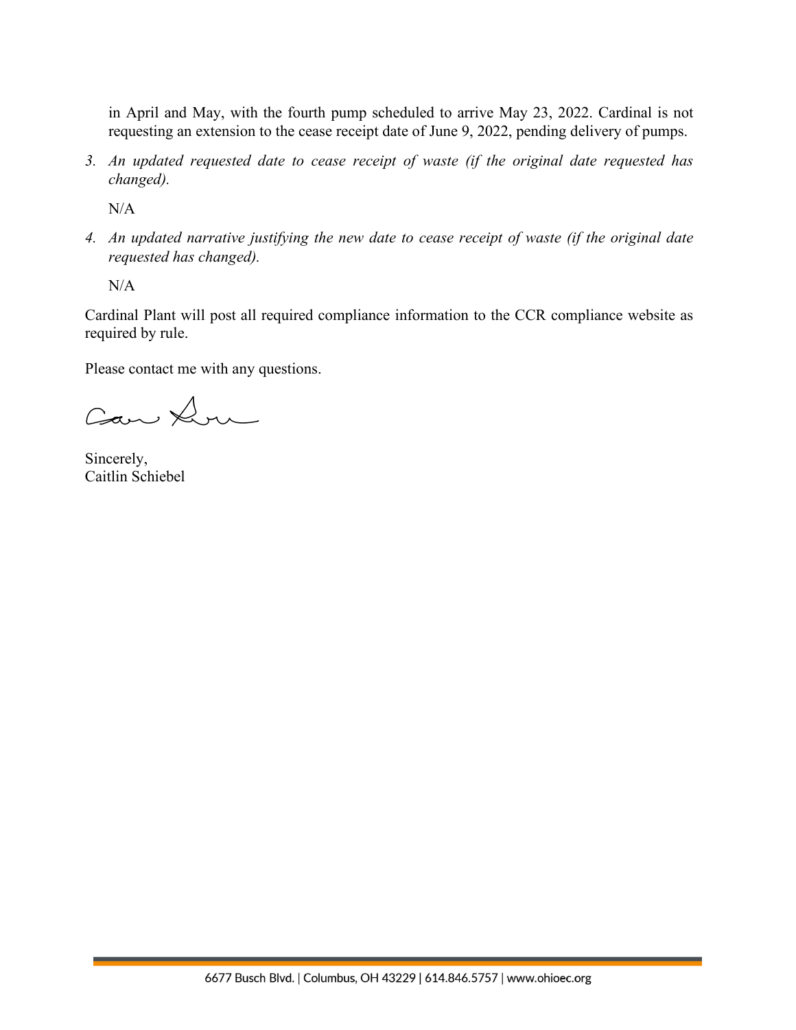in April and May, with the fourth pump scheduled to arrive May 23, 2022. Cardinal is not requesting an extension to the cease receipt date of June 9, 2022, pending delivery of pumps.

3. *An updated requested date to cease receipt of waste (if the original date requested has changed).*

   N/A

4. *An updated narrative justifying the new date to cease receipt of waste (if the original date requested has changed).*

   N/A

Cardinal Plant will post all required compliance information to the CCR compliance website as required by rule.

Please contact me with any questions.

Sincerely,
Caitlin Schiebel

6677 Busch Blvd. | Columbus, OH 43229 | 614.846.5757 | www.ohioec.org